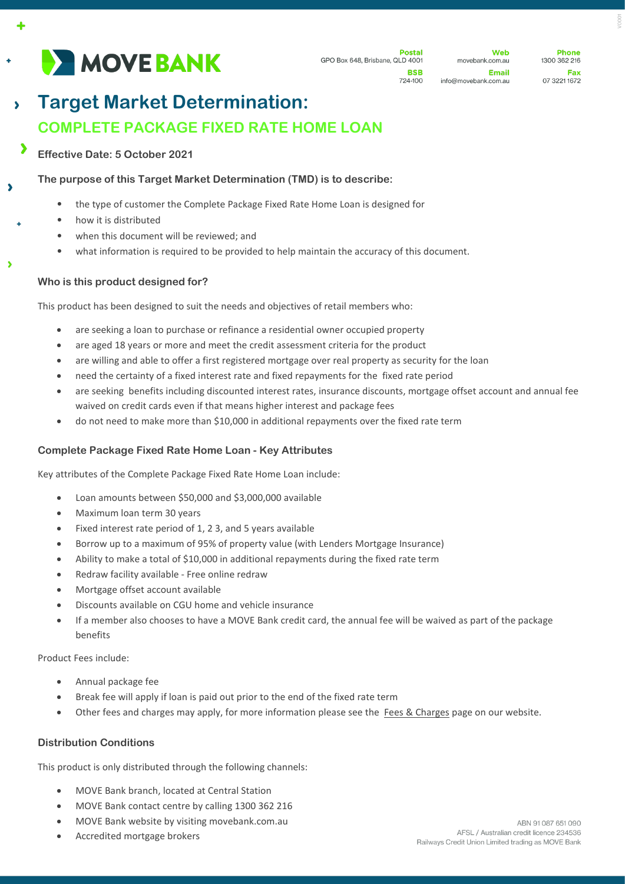# MOVE BANK

**Postal** GPO Box 648, Brisbane, QLD 4001
**BSB** 724-100
**Web** movebank.com.au
**Email** info@movebank.com.au
**Phone** 1300 362 216
**Fax** 07 3221 1672

# Target Market Determination:

## COMPLETE PACKAGE FIXED RATE HOME LOAN

**Effective Date: 5 October 2021**

### The purpose of this Target Market Determination (TMD) is to describe:

- the type of customer the Complete Package Fixed Rate Home Loan is designed for
- how it is distributed
- when this document will be reviewed; and
- what information is required to be provided to help maintain the accuracy of this document.

### Who is this product designed for?

This product has been designed to suit the needs and objectives of retail members who:

- are seeking a loan to purchase or refinance a residential owner occupied property
- are aged 18 years or more and meet the credit assessment criteria for the product
- are willing and able to offer a first registered mortgage over real property as security for the loan
- need the certainty of a fixed interest rate and fixed repayments for the fixed rate period
- are seeking benefits including discounted interest rates, insurance discounts, mortgage offset account and annual fee waived on credit cards even if that means higher interest and package fees
- do not need to make more than $10,000 in additional repayments over the fixed rate term

### Complete Package Fixed Rate Home Loan - Key Attributes

Key attributes of the Complete Package Fixed Rate Home Loan include:

- Loan amounts between $50,000 and $3,000,000 available
- Maximum loan term 30 years
- Fixed interest rate period of 1, 2 3, and 5 years available
- Borrow up to a maximum of 95% of property value (with Lenders Mortgage Insurance)
- Ability to make a total of $10,000 in additional repayments during the fixed rate term
- Redraw facility available - Free online redraw
- Mortgage offset account available
- Discounts available on CGU home and vehicle insurance
- If a member also chooses to have a MOVE Bank credit card, the annual fee will be waived as part of the package benefits

Product Fees include:

- Annual package fee
- Break fee will apply if loan is paid out prior to the end of the fixed rate term
- Other fees and charges may apply, for more information please see the Fees & Charges page on our website.

### Distribution Conditions

This product is only distributed through the following channels:

- MOVE Bank branch, located at Central Station
- MOVE Bank contact centre by calling 1300 362 216
- MOVE Bank website by visiting movebank.com.au
- Accredited mortgage brokers

ABN 91 087 651 090
AFSL / Australian credit licence 234536
Railways Credit Union Limited trading as MOVE Bank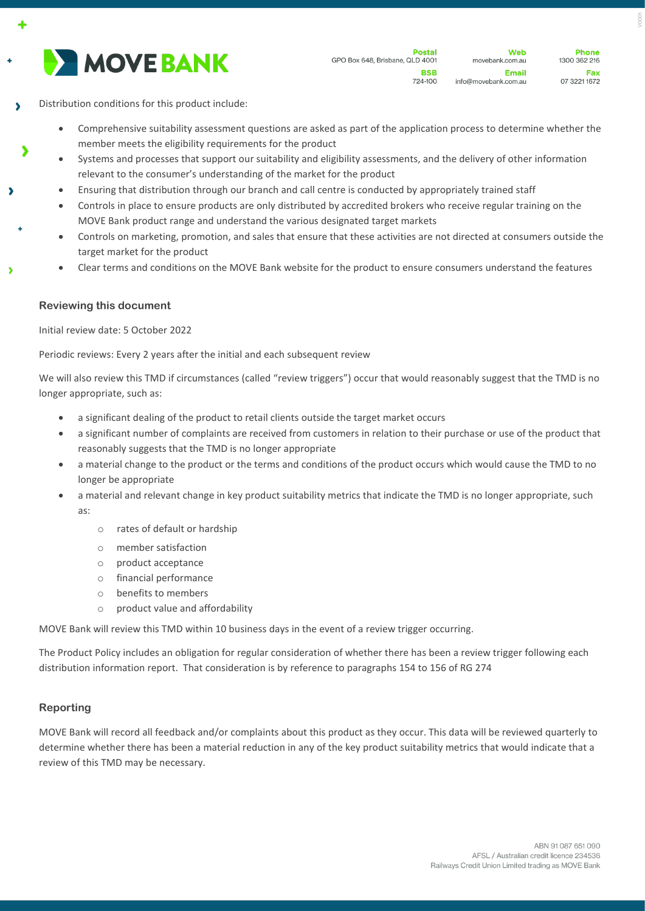Distribution conditions for this product include:

- Comprehensive suitability assessment questions are asked as part of the application process to determine whether the member meets the eligibility requirements for the product
- Systems and processes that support our suitability and eligibility assessments, and the delivery of other information relevant to the consumer's understanding of the market for the product
- Ensuring that distribution through our branch and call centre is conducted by appropriately trained staff
- Controls in place to ensure products are only distributed by accredited brokers who receive regular training on the MOVE Bank product range and understand the various designated target markets
- Controls on marketing, promotion, and sales that ensure that these activities are not directed at consumers outside the target market for the product
- Clear terms and conditions on the MOVE Bank website for the product to ensure consumers understand the features

## Reviewing this document

Initial review date: 5 October 2022

Periodic reviews: Every 2 years after the initial and each subsequent review

We will also review this TMD if circumstances (called "review triggers") occur that would reasonably suggest that the TMD is no longer appropriate, such as:

- a significant dealing of the product to retail clients outside the target market occurs
- a significant number of complaints are received from customers in relation to their purchase or use of the product that reasonably suggests that the TMD is no longer appropriate
- a material change to the product or the terms and conditions of the product occurs which would cause the TMD to no longer be appropriate
- a material and relevant change in key product suitability metrics that indicate the TMD is no longer appropriate, such as:
  - rates of default or hardship
  - member satisfaction
  - product acceptance
  - financial performance
  - benefits to members
  - product value and affordability

MOVE Bank will review this TMD within 10 business days in the event of a review trigger occurring.

The Product Policy includes an obligation for regular consideration of whether there has been a review trigger following each distribution information report. That consideration is by reference to paragraphs 154 to 156 of RG 274

## Reporting

MOVE Bank will record all feedback and/or complaints about this product as they occur. This data will be reviewed quarterly to determine whether there has been a material reduction in any of the key product suitability metrics that would indicate that a review of this TMD may be necessary.